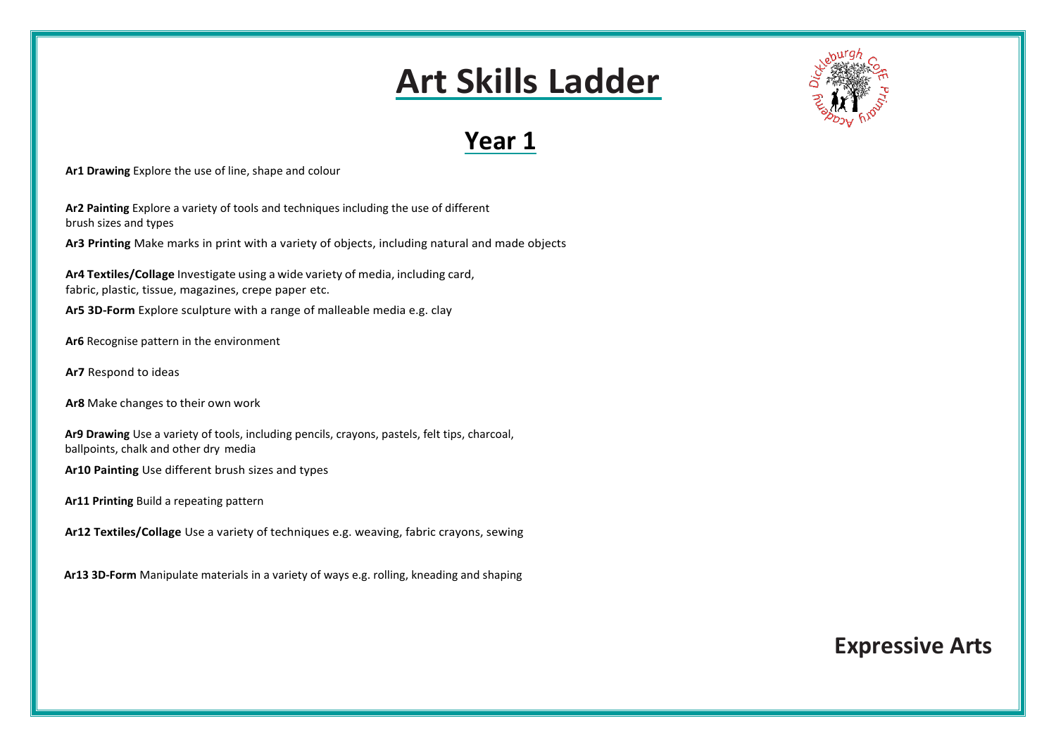# Art Skills Ladder

## Year 1

**Ar1 Drawing** Explore the use of line, shape and colour

**Ar2 Painting** Explore a variety of tools and techniques including the use of different brush sizes and types

**Ar3 Printing** Make marks in print with a variety of objects, including natural and made objects

**Ar4 Textiles/Collage** Investigate using a wide variety of media, including card, fabric, plastic, tissue, magazines, crepe paper etc.

**Ar5 3D-Form** Explore sculpture with a range of malleable media e.g. clay

**Ar6** Recognise pattern in the environment

**Ar7** Respond to ideas

**Ar8** Make changes to their own work

**Ar9 Drawing** Use a variety of tools, including pencils, crayons, pastels, felt tips, charcoal, ballpoints, chalk and other dry media

**Ar10 Painting** Use different brush sizes and types

**Ar11 Printing** Build a repeating pattern

**Ar12 Textiles/Collage** Use a variety of techniques e.g. weaving, fabric crayons, sewing

**Ar13 3D-Form** Manipulate materials in a variety of ways e.g. rolling, kneading and shaping

## Expressive Arts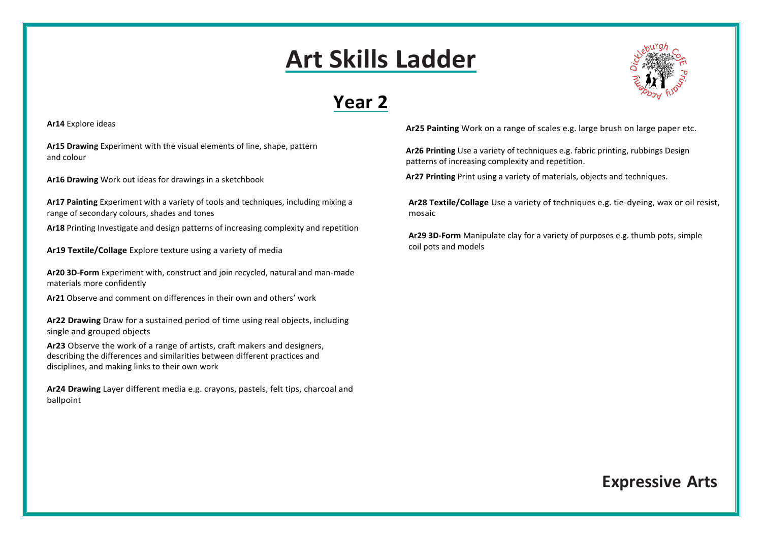# Art Skills Ladder

## Year 2

**Ar14** Explore ideas

**Ar15 Drawing** Experiment with the visual elements of line, shape, pattern and colour

**Ar16 Drawing** Work out ideas for drawings in a sketchbook

**Ar17 Painting** Experiment with a variety of tools and techniques, including mixing a range of secondary colours, shades and tones

**Ar18** Printing Investigate and design patterns of increasing complexity and repetition

**Ar19 Textile/Collage** Explore texture using a variety of media

**Ar20 3D-Form** Experiment with, construct and join recycled, natural and man-made materials more confidently

**Ar21** Observe and comment on differences in their own and others' work

**Ar22 Drawing** Draw for a sustained period of time using real objects, including single and grouped objects

**Ar23** Observe the work of a range of artists, craft makers and designers, describing the differences and similarities between different practices and disciplines, and making links to their own work

**Ar24 Drawing** Layer different media e.g. crayons, pastels, felt tips, charcoal and ballpoint

**Ar25 Painting** Work on a range of scales e.g. large brush on large paper etc.

**Ar26 Printing** Use a variety of techniques e.g. fabric printing, rubbings Design patterns of increasing complexity and repetition.

**Ar27 Printing** Print using a variety of materials, objects and techniques.

**Ar28 Textile/Collage** Use a variety of techniques e.g. tie-dyeing, wax or oil resist, mosaic

**Ar29 3D-Form** Manipulate clay for a variety of purposes e.g. thumb pots, simple coil pots and models

**Expressive Arts**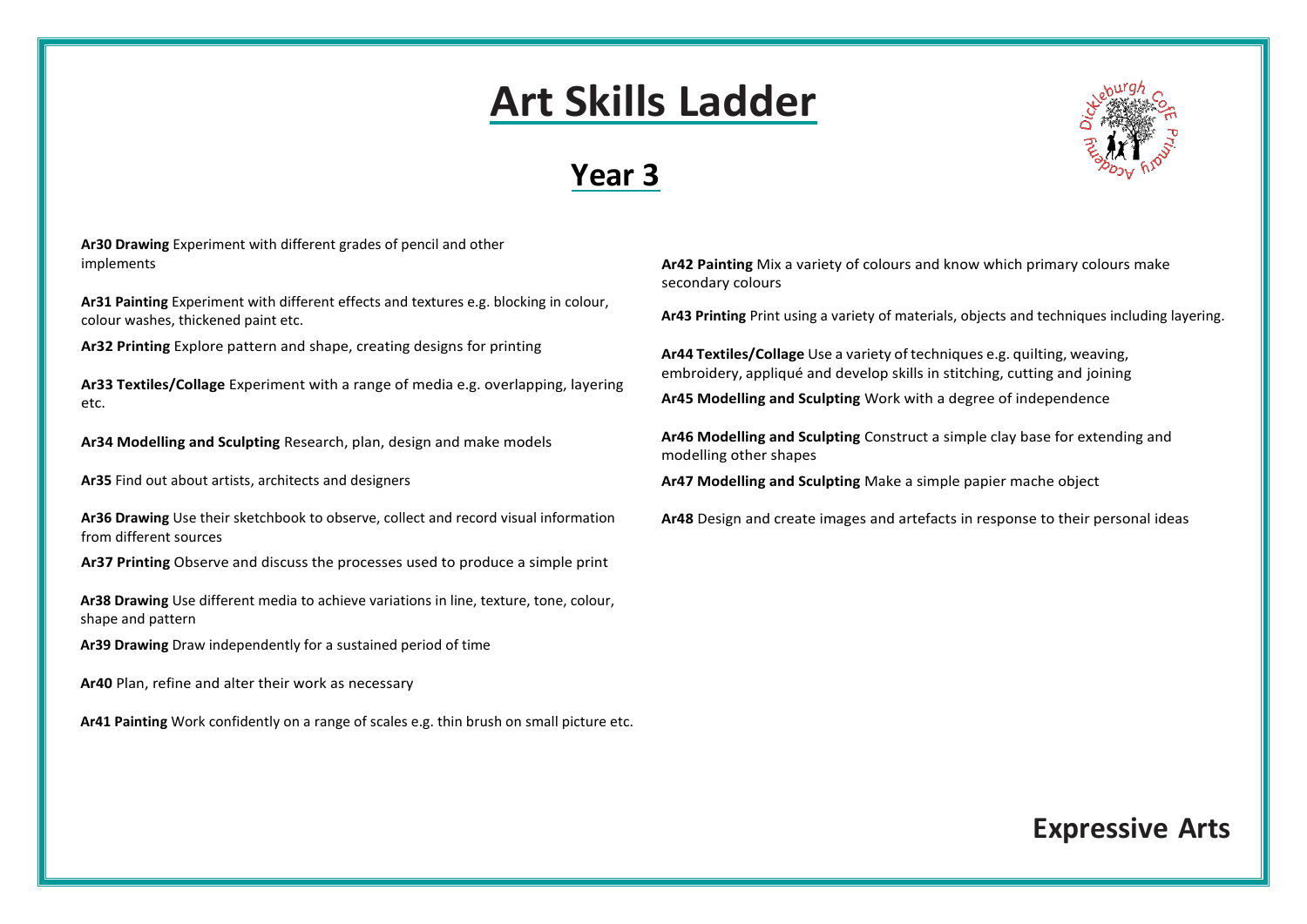# Art Skills Ladder

## Year 3

**Ar30 Drawing** Experiment with different grades of pencil and other implements

**Ar31 Painting** Experiment with different effects and textures e.g. blocking in colour, colour washes, thickened paint etc.

**Ar32 Printing** Explore pattern and shape, creating designs for printing

**Ar33 Textiles/Collage** Experiment with a range of media e.g. overlapping, layering etc.

**Ar34 Modelling and Sculpting** Research, plan, design and make models

**Ar35** Find out about artists, architects and designers

**Ar36 Drawing** Use their sketchbook to observe, collect and record visual information from different sources

**Ar37 Printing** Observe and discuss the processes used to produce a simple print

**Ar38 Drawing** Use different media to achieve variations in line, texture, tone, colour, shape and pattern

**Ar39 Drawing** Draw independently for a sustained period of time

**Ar40** Plan, refine and alter their work as necessary

**Ar41 Painting** Work confidently on a range of scales e.g. thin brush on small picture etc.

**Ar42 Painting** Mix a variety of colours and know which primary colours make secondary colours

**Ar43 Printing** Print using a variety of materials, objects and techniques including layering.

**Ar44 Textiles/Collage** Use a variety of techniques e.g. quilting, weaving, embroidery, appliqué and develop skills in stitching, cutting and joining

**Ar45 Modelling and Sculpting** Work with a degree of independence

**Ar46 Modelling and Sculpting** Construct a simple clay base for extending and modelling other shapes

**Ar47 Modelling and Sculpting** Make a simple papier mache object

**Ar48** Design and create images and artefacts in response to their personal ideas

**Expressive Arts**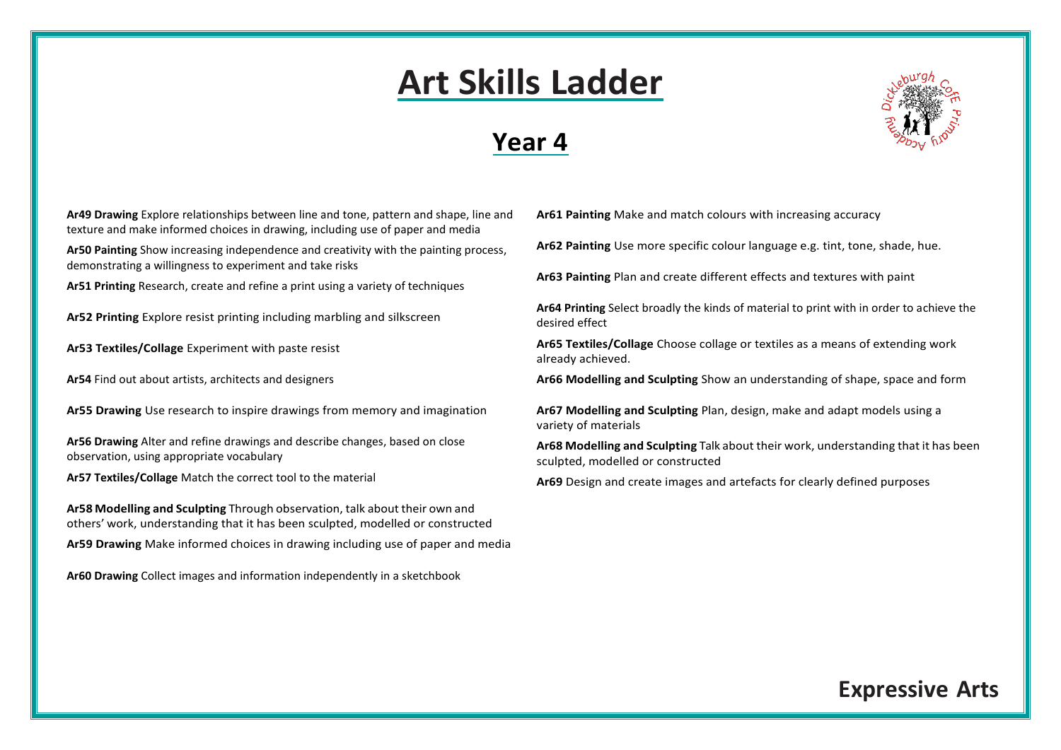# Art Skills Ladder

## Year 4

**Ar49 Drawing** Explore relationships between line and tone, pattern and shape, line and texture and make informed choices in drawing, including use of paper and media

**Ar50 Painting** Show increasing independence and creativity with the painting process, demonstrating a willingness to experiment and take risks

**Ar51 Printing** Research, create and refine a print using a variety of techniques

**Ar52 Printing** Explore resist printing including marbling and silkscreen

**Ar53 Textiles/Collage** Experiment with paste resist

**Ar54** Find out about artists, architects and designers

**Ar55 Drawing** Use research to inspire drawings from memory and imagination

**Ar56 Drawing** Alter and refine drawings and describe changes, based on close observation, using appropriate vocabulary

**Ar57 Textiles/Collage** Match the correct tool to the material

**Ar58 Modelling and Sculpting** Through observation, talk about their own and others' work, understanding that it has been sculpted, modelled or constructed

**Ar59 Drawing** Make informed choices in drawing including use of paper and media

**Ar60 Drawing** Collect images and information independently in a sketchbook

**Ar61 Painting** Make and match colours with increasing accuracy

**Ar62 Painting** Use more specific colour language e.g. tint, tone, shade, hue.

**Ar63 Painting** Plan and create different effects and textures with paint

**Ar64 Printing** Select broadly the kinds of material to print with in order to achieve the desired effect

**Ar65 Textiles/Collage** Choose collage or textiles as a means of extending work already achieved.

**Ar66 Modelling and Sculpting** Show an understanding of shape, space and form

**Ar67 Modelling and Sculpting** Plan, design, make and adapt models using a variety of materials

**Ar68 Modelling and Sculpting** Talk about their work, understanding that it has been sculpted, modelled or constructed

**Ar69** Design and create images and artefacts for clearly defined purposes

**Expressive Arts**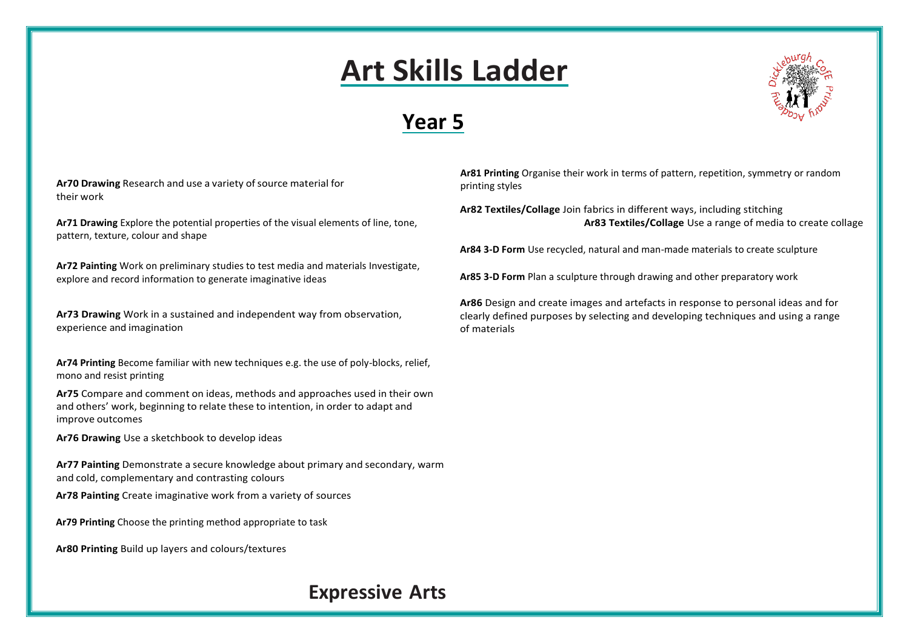# Art Skills Ladder

## Year 5

**Ar70 Drawing** Research and use a variety of source material for their work

**Ar71 Drawing** Explore the potential properties of the visual elements of line, tone, pattern, texture, colour and shape

**Ar72 Painting** Work on preliminary studies to test media and materials Investigate, explore and record information to generate imaginative ideas

**Ar73 Drawing** Work in a sustained and independent way from observation, experience and imagination

**Ar74 Printing** Become familiar with new techniques e.g. the use of poly-blocks, relief, mono and resist printing

**Ar75** Compare and comment on ideas, methods and approaches used in their own and others' work, beginning to relate these to intention, in order to adapt and improve outcomes

**Ar76 Drawing** Use a sketchbook to develop ideas

**Ar77 Painting** Demonstrate a secure knowledge about primary and secondary, warm and cold, complementary and contrasting colours

**Ar78 Painting** Create imaginative work from a variety of sources

**Ar79 Printing** Choose the printing method appropriate to task

**Ar80 Printing** Build up layers and colours/textures

**Ar81 Printing** Organise their work in terms of pattern, repetition, symmetry or random printing styles

**Ar82 Textiles/Collage** Join fabrics in different ways, including stitching

**Ar83 Textiles/Collage** Use a range of media to create collage

**Ar84 3-D Form** Use recycled, natural and man-made materials to create sculpture

**Ar85 3-D Form** Plan a sculpture through drawing and other preparatory work

**Ar86** Design and create images and artefacts in response to personal ideas and for clearly defined purposes by selecting and developing techniques and using a range of materials

## Expressive Arts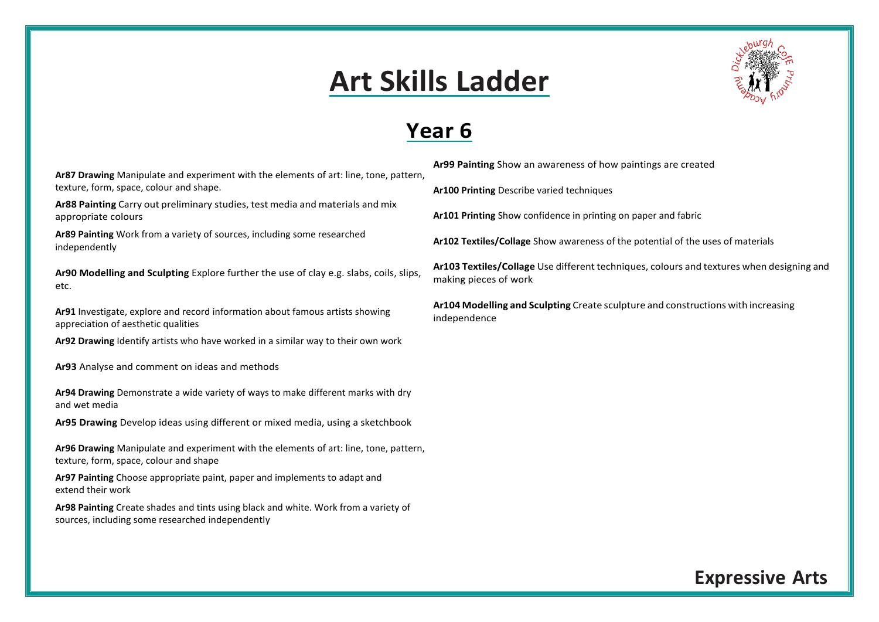# Art Skills Ladder

## Year 6

**Ar87 Drawing** Manipulate and experiment with the elements of art: line, tone, pattern, texture, form, space, colour and shape.

**Ar88 Painting** Carry out preliminary studies, test media and materials and mix appropriate colours

**Ar89 Painting** Work from a variety of sources, including some researched independently

**Ar90 Modelling and Sculpting** Explore further the use of clay e.g. slabs, coils, slips, etc.

**Ar91** Investigate, explore and record information about famous artists showing appreciation of aesthetic qualities

**Ar92 Drawing** Identify artists who have worked in a similar way to their own work

**Ar93** Analyse and comment on ideas and methods

**Ar94 Drawing** Demonstrate a wide variety of ways to make different marks with dry and wet media

**Ar95 Drawing** Develop ideas using different or mixed media, using a sketchbook

**Ar96 Drawing** Manipulate and experiment with the elements of art: line, tone, pattern, texture, form, space, colour and shape

**Ar97 Painting** Choose appropriate paint, paper and implements to adapt and extend their work

**Ar98 Painting** Create shades and tints using black and white. Work from a variety of sources, including some researched independently

**Ar99 Painting** Show an awareness of how paintings are created

**Ar100 Printing** Describe varied techniques

**Ar101 Printing** Show confidence in printing on paper and fabric

**Ar102 Textiles/Collage** Show awareness of the potential of the uses of materials

**Ar103 Textiles/Collage** Use different techniques, colours and textures when designing and making pieces of work

**Ar104 Modelling and Sculpting** Create sculpture and constructions with increasing independence

**Expressive Arts**